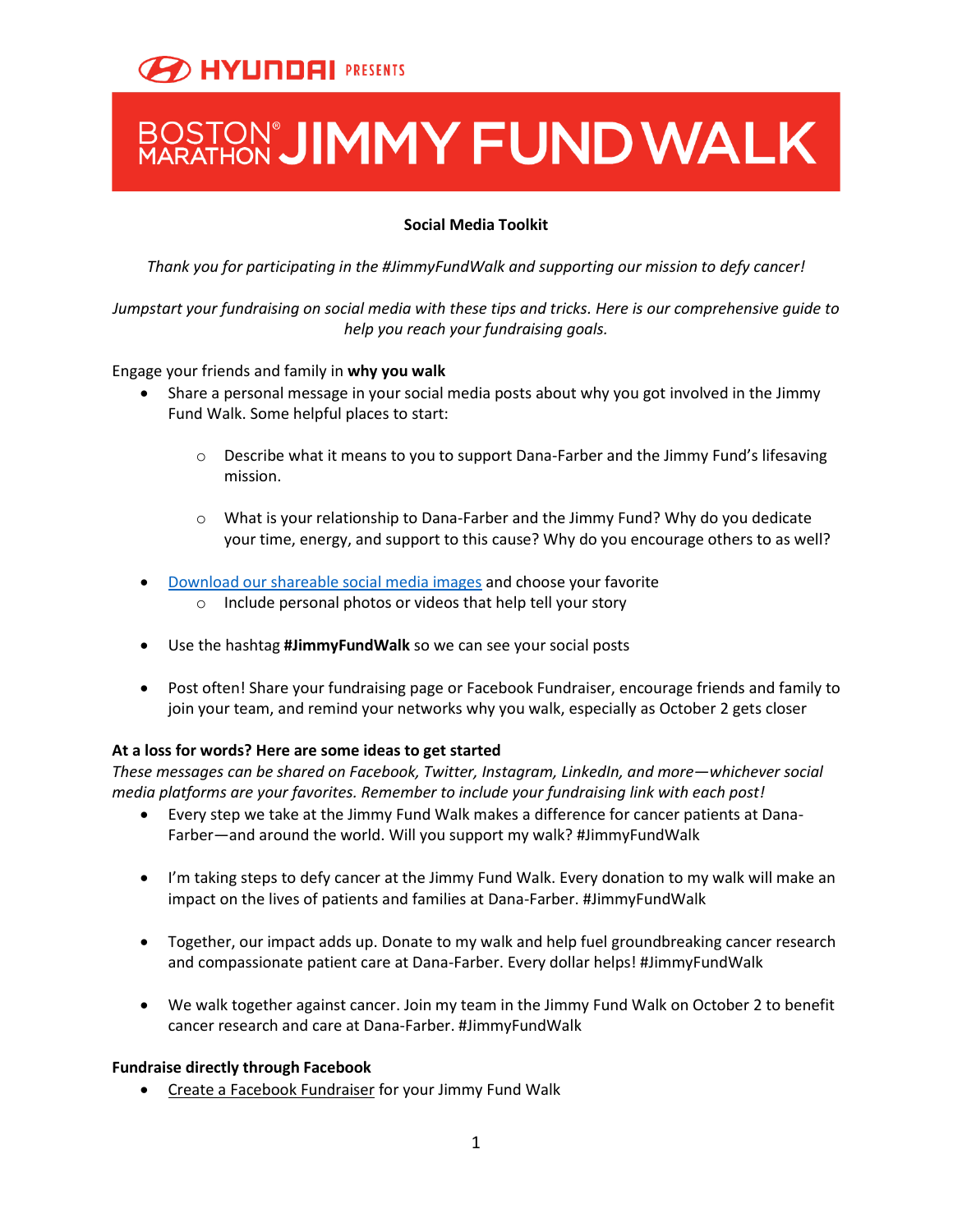HYUNDAI PRESENTS

# BOSTON® MARATHON JIMMY FUND WALK

## Social Media Toolkit

*Thank you for participating in the #JimmyFundWalk and supporting our mission to defy cancer!*

*Jumpstart your fundraising on social media with these tips and tricks. Here is our comprehensive guide to help you reach your fundraising goals.*

Engage your friends and family in **why you walk**

- Share a personal message in your social media posts about why you got involved in the Jimmy Fund Walk. Some helpful places to start:
  - Describe what it means to you to support Dana-Farber and the Jimmy Fund's lifesaving mission.
  - What is your relationship to Dana-Farber and the Jimmy Fund? Why do you dedicate your time, energy, and support to this cause? Why do you encourage others to as well?
- Download our shareable social media images and choose your favorite
  - Include personal photos or videos that help tell your story
- Use the hashtag **#JimmyFundWalk** so we can see your social posts
- Post often! Share your fundraising page or Facebook Fundraiser, encourage friends and family to join your team, and remind your networks why you walk, especially as October 2 gets closer

**At a loss for words? Here are some ideas to get started**

*These messages can be shared on Facebook, Twitter, Instagram, LinkedIn, and more—whichever social media platforms are your favorites. Remember to include your fundraising link with each post!*

- Every step we take at the Jimmy Fund Walk makes a difference for cancer patients at Dana-Farber—and around the world. Will you support my walk? #JimmyFundWalk
- I'm taking steps to defy cancer at the Jimmy Fund Walk. Every donation to my walk will make an impact on the lives of patients and families at Dana-Farber. #JimmyFundWalk
- Together, our impact adds up. Donate to my walk and help fuel groundbreaking cancer research and compassionate patient care at Dana-Farber. Every dollar helps! #JimmyFundWalk
- We walk together against cancer. Join my team in the Jimmy Fund Walk on October 2 to benefit cancer research and care at Dana-Farber. #JimmyFundWalk

**Fundraise directly through Facebook**

- Create a Facebook Fundraiser for your Jimmy Fund Walk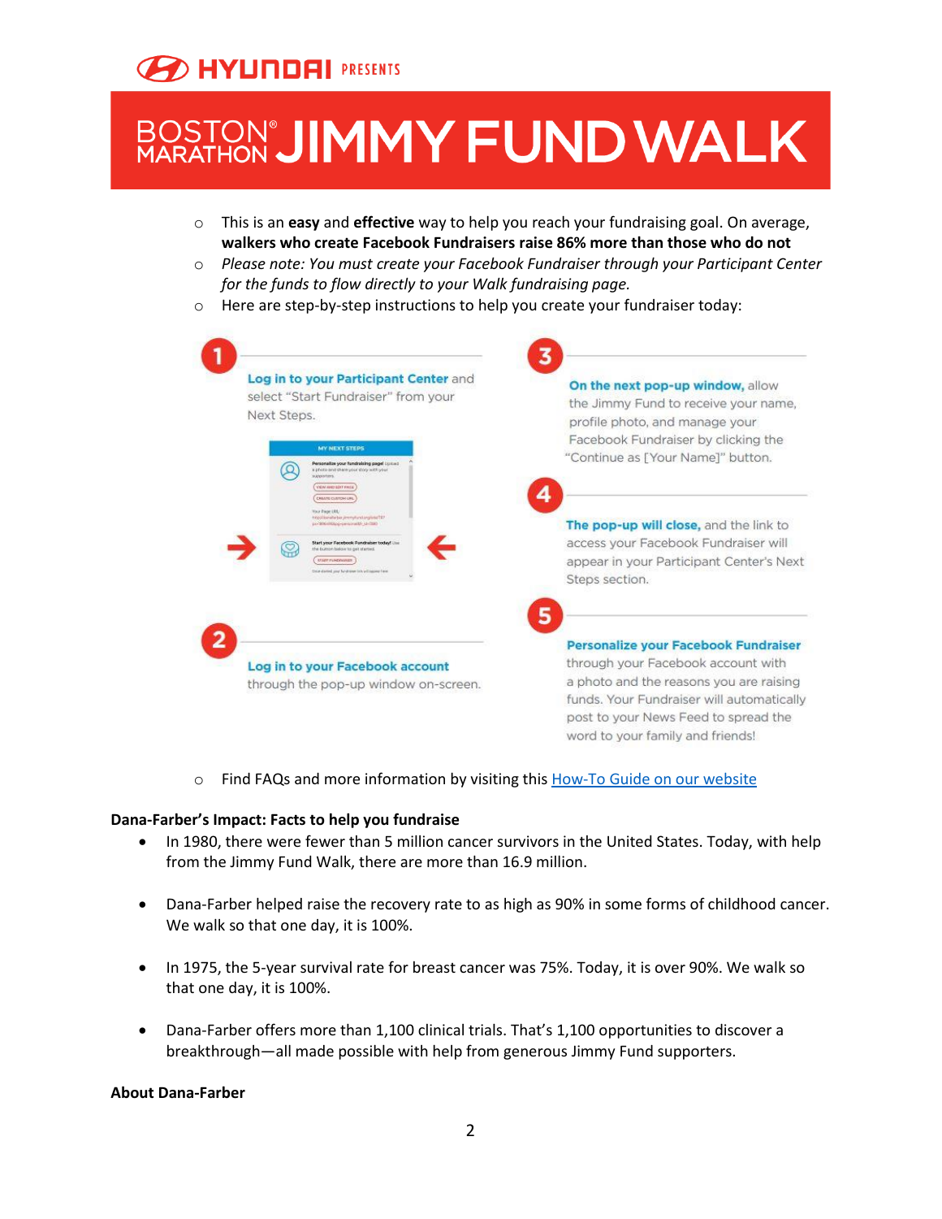**Hyundai PRESENTS**

# BOSTON® MARATHON JIMMY FUND WALK

- This is an **easy** and **effective** way to help you reach your fundraising goal. On average, **walkers who create Facebook Fundraisers raise 86% more than those who do not**
- *Please note: You must create your Facebook Fundraiser through your Participant Center for the funds to flow directly to your Walk fundraising page.*
- Here are step-by-step instructions to help you create your fundraiser today:

1. **Log in to your Participant Center** and select "Start Fundraiser" from your Next Steps.
2. **Log in to your Facebook account** through the pop-up window on-screen.
3. **On the next pop-up window,** allow the Jimmy Fund to receive your name, profile photo, and manage your Facebook Fundraiser by clicking the "Continue as [Your Name]" button.
4. **The pop-up will close,** and the link to access your Facebook Fundraiser will appear in your Participant Center's Next Steps section.
5. **Personalize your Facebook Fundraiser** through your Facebook account with a photo and the reasons you are raising funds. Your Fundraiser will automatically post to your News Feed to spread the word to your family and friends!

- Find FAQs and more information by visiting this [How-To Guide on our website]()

**Dana-Farber's Impact: Facts to help you fundraise**

- In 1980, there were fewer than 5 million cancer survivors in the United States. Today, with help from the Jimmy Fund Walk, there are more than 16.9 million.
- Dana-Farber helped raise the recovery rate to as high as 90% in some forms of childhood cancer. We walk so that one day, it is 100%.
- In 1975, the 5-year survival rate for breast cancer was 75%. Today, it is over 90%. We walk so that one day, it is 100%.
- Dana-Farber offers more than 1,100 clinical trials. That's 1,100 opportunities to discover a breakthrough—all made possible with help from generous Jimmy Fund supporters.

**About Dana-Farber**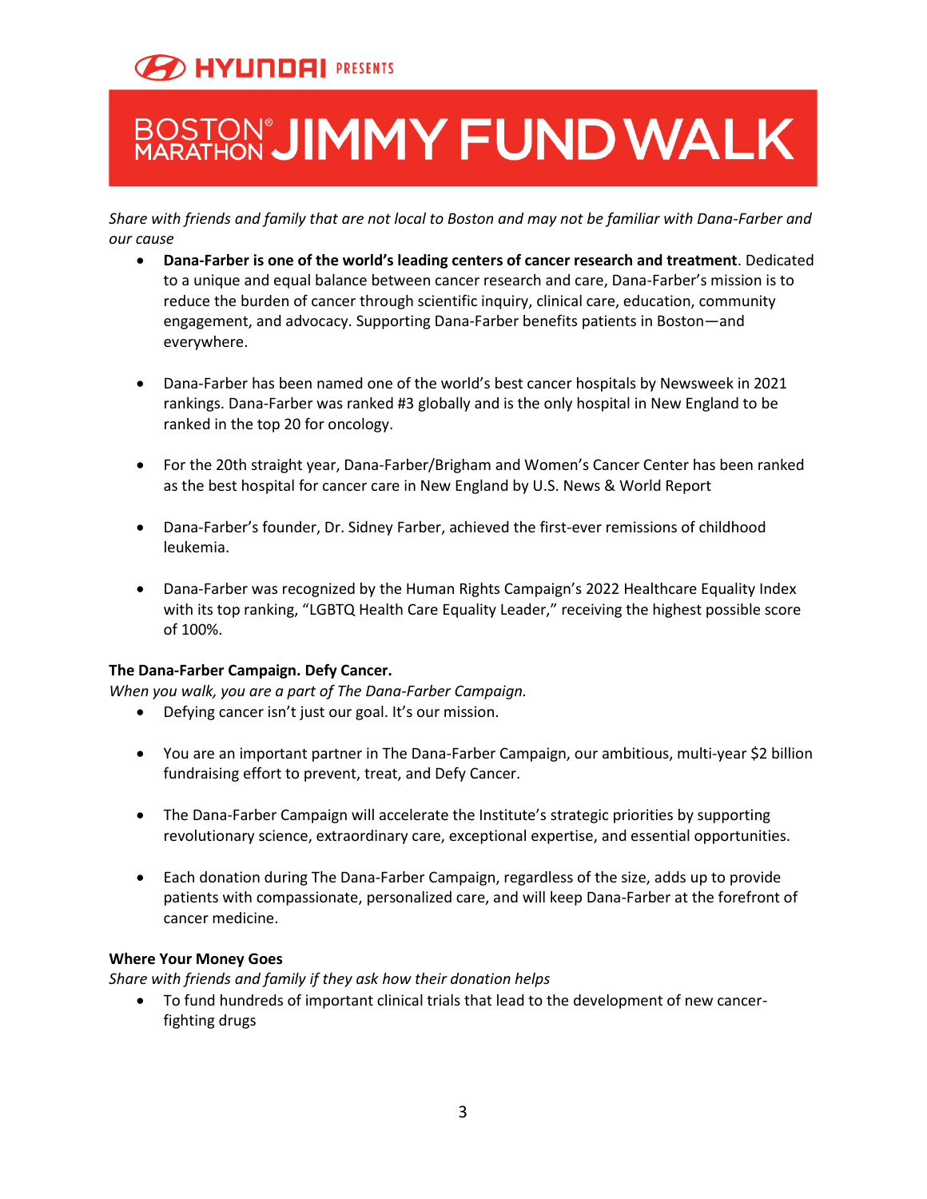HYUNDAI PRESENTS

# BOSTON® MARATHON JIMMY FUND WALK

*Share with friends and family that are not local to Boston and may not be familiar with Dana-Farber and our cause*

- **Dana-Farber is one of the world's leading centers of cancer research and treatment**. Dedicated to a unique and equal balance between cancer research and care, Dana-Farber's mission is to reduce the burden of cancer through scientific inquiry, clinical care, education, community engagement, and advocacy. Supporting Dana-Farber benefits patients in Boston—and everywhere.

- Dana-Farber has been named one of the world's best cancer hospitals by Newsweek in 2021 rankings. Dana-Farber was ranked #3 globally and is the only hospital in New England to be ranked in the top 20 for oncology.

- For the 20th straight year, Dana-Farber/Brigham and Women's Cancer Center has been ranked as the best hospital for cancer care in New England by U.S. News & World Report

- Dana-Farber's founder, Dr. Sidney Farber, achieved the first-ever remissions of childhood leukemia.

- Dana-Farber was recognized by the Human Rights Campaign's 2022 Healthcare Equality Index with its top ranking, "LGBTQ Health Care Equality Leader," receiving the highest possible score of 100%.

**The Dana-Farber Campaign. Defy Cancer.**

*When you walk, you are a part of The Dana-Farber Campaign.*

- Defying cancer isn't just our goal. It's our mission.

- You are an important partner in The Dana-Farber Campaign, our ambitious, multi-year $2 billion fundraising effort to prevent, treat, and Defy Cancer.

- The Dana-Farber Campaign will accelerate the Institute's strategic priorities by supporting revolutionary science, extraordinary care, exceptional expertise, and essential opportunities.

- Each donation during The Dana-Farber Campaign, regardless of the size, adds up to provide patients with compassionate, personalized care, and will keep Dana-Farber at the forefront of cancer medicine.

**Where Your Money Goes**

*Share with friends and family if they ask how their donation helps*

- To fund hundreds of important clinical trials that lead to the development of new cancer-fighting drugs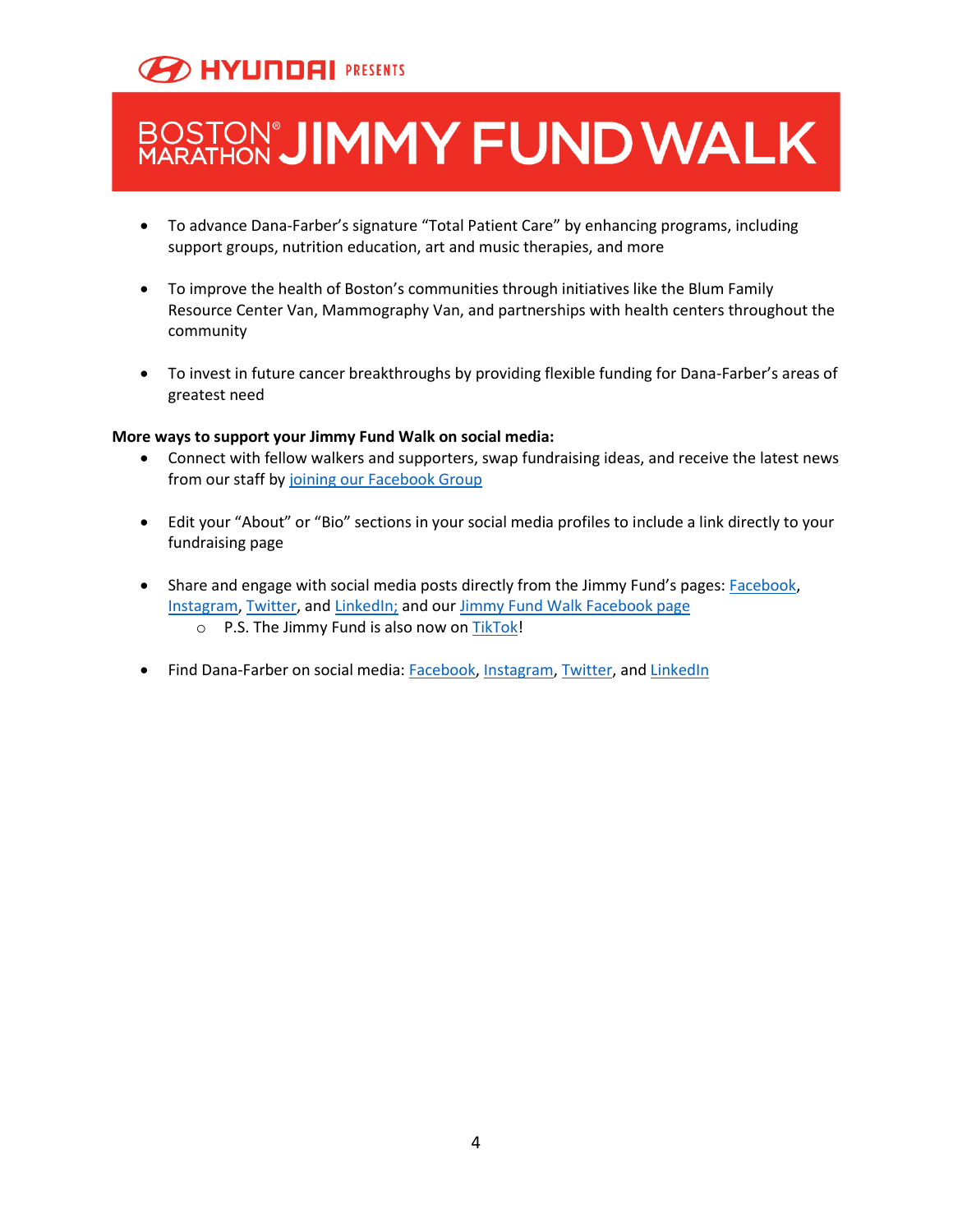- To advance Dana-Farber's signature "Total Patient Care" by enhancing programs, including support groups, nutrition education, art and music therapies, and more

- To improve the health of Boston's communities through initiatives like the Blum Family Resource Center Van, Mammography Van, and partnerships with health centers throughout the community

- To invest in future cancer breakthroughs by providing flexible funding for Dana-Farber's areas of greatest need

**More ways to support your Jimmy Fund Walk on social media:**

- Connect with fellow walkers and supporters, swap fundraising ideas, and receive the latest news from our staff by joining our Facebook Group

- Edit your "About" or "Bio" sections in your social media profiles to include a link directly to your fundraising page

- Share and engage with social media posts directly from the Jimmy Fund's pages: Facebook, Instagram, Twitter, and LinkedIn; and our Jimmy Fund Walk Facebook page
    - P.S. The Jimmy Fund is also now on TikTok!

- Find Dana-Farber on social media: Facebook, Instagram, Twitter, and LinkedIn